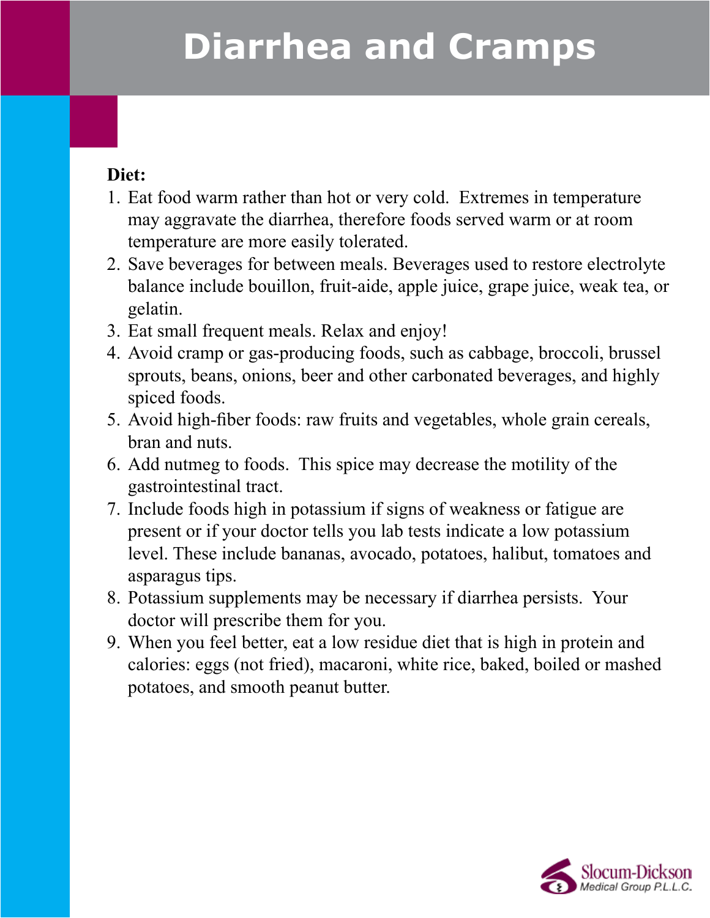# Diarrhea and Cramps

**Diet:**

1. Eat food warm rather than hot or very cold. Extremes in temperature may aggravate the diarrhea, therefore foods served warm or at room temperature are more easily tolerated.
2. Save beverages for between meals. Beverages used to restore electrolyte balance include bouillon, fruit-aide, apple juice, grape juice, weak tea, or gelatin.
3. Eat small frequent meals. Relax and enjoy!
4. Avoid cramp or gas-producing foods, such as cabbage, broccoli, brussel sprouts, beans, onions, beer and other carbonated beverages, and highly spiced foods.
5. Avoid high-fiber foods: raw fruits and vegetables, whole grain cereals, bran and nuts.
6. Add nutmeg to foods. This spice may decrease the motility of the gastrointestinal tract.
7. Include foods high in potassium if signs of weakness or fatigue are present or if your doctor tells you lab tests indicate a low potassium level. These include bananas, avocado, potatoes, halibut, tomatoes and asparagus tips.
8. Potassium supplements may be necessary if diarrhea persists. Your doctor will prescribe them for you.
9. When you feel better, eat a low residue diet that is high in protein and calories: eggs (not fried), macaroni, white rice, baked, boiled or mashed potatoes, and smooth peanut butter.

Slocum-Dickson Medical Group P.L.L.C.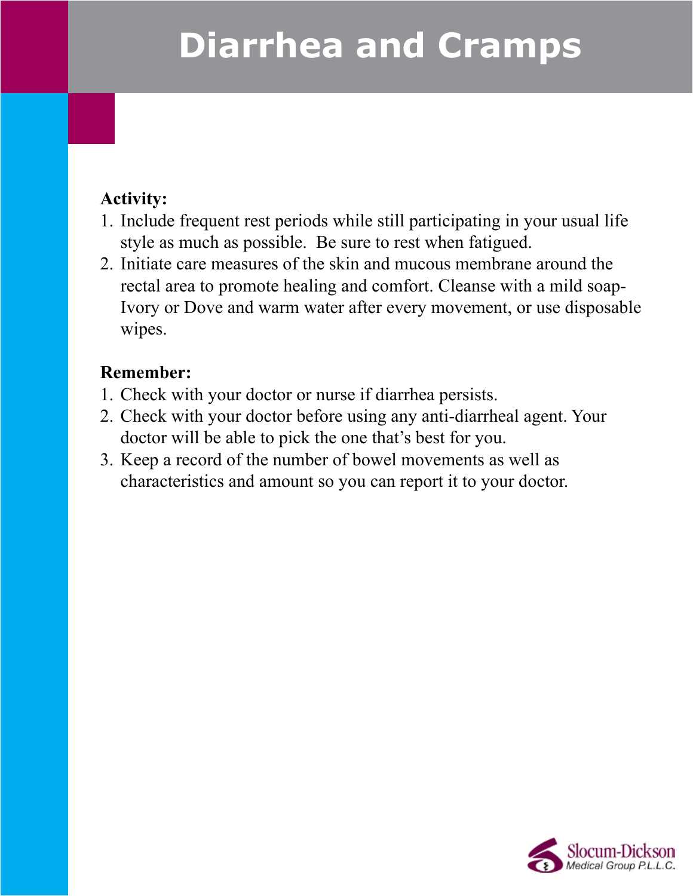# Diarrhea and Cramps

**Activity:**

1. Include frequent rest periods while still participating in your usual life style as much as possible. Be sure to rest when fatigued.
2. Initiate care measures of the skin and mucous membrane around the rectal area to promote healing and comfort. Cleanse with a mild soap-Ivory or Dove and warm water after every movement, or use disposable wipes.

**Remember:**

1. Check with your doctor or nurse if diarrhea persists.
2. Check with your doctor before using any anti-diarrheal agent. Your doctor will be able to pick the one that's best for you.
3. Keep a record of the number of bowel movements as well as characteristics and amount so you can report it to your doctor.

Slocum-Dickson
Medical Group P.L.L.C.